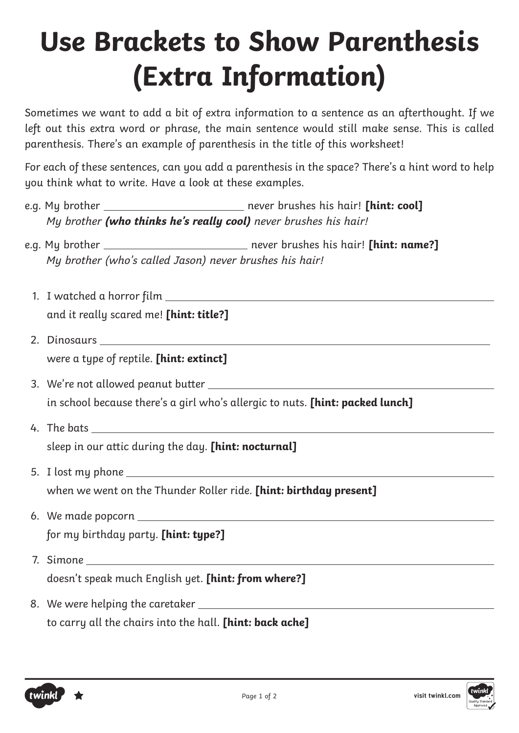# Use Brackets to Show Parenthesis (Extra Information)

Sometimes we want to add a bit of extra information to a sentence as an afterthought. If we left out this extra word or phrase, the main sentence would still make sense. This is called parenthesis. There's an example of parenthesis in the title of this worksheet!

For each of these sentences, can you add a parenthesis in the space? There's a hint word to help you think what to write. Have a look at these examples.

e.g. My brother ________________________ never brushes his hair! **[hint: cool]**
*My brother **(who thinks he's really cool)** never brushes his hair!*

e.g. My brother ________________________ never brushes his hair! **[hint: name?]**
*My brother (who's called Jason) never brushes his hair!*

1. I watched a horror film ________________________________________________
   and it really scared me! **[hint: title?]**
2. Dinosaurs ________________________________________________
   were a type of reptile. **[hint: extinct]**
3. We're not allowed peanut butter ________________________________________________
   in school because there's a girl who's allergic to nuts. **[hint: packed lunch]**
4. The bats ________________________________________________
   sleep in our attic during the day. **[hint: nocturnal]**
5. I lost my phone ________________________________________________
   when we went on the Thunder Roller ride. **[hint: birthday present]**
6. We made popcorn ________________________________________________
   for my birthday party. **[hint: type?]**
7. Simone ________________________________________________
   doesn't speak much English yet. **[hint: from where?]**
8. We were helping the caretaker ________________________________________________
   to carry all the chairs into the hall. **[hint: back ache]**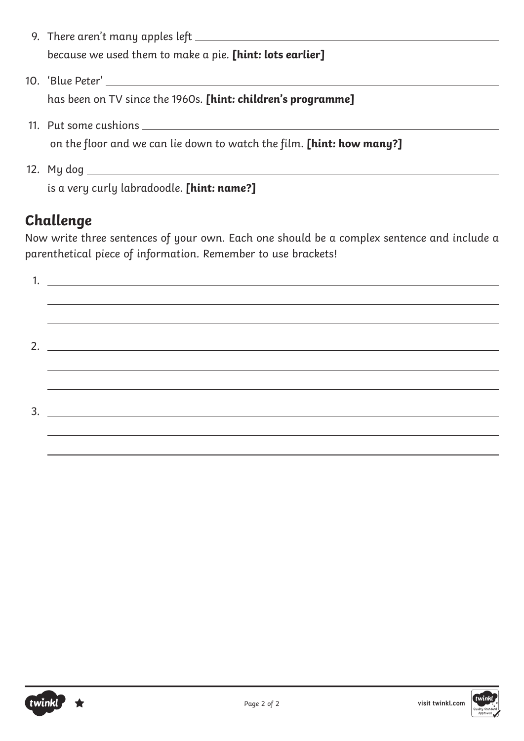9. There aren't many apples left \_\_\_\_\_\_\_\_\_\_\_\_\_\_\_\_\_\_\_\_\_\_\_\_\_\_\_\_\_\_\_\_
   because we used them to make a pie. **[hint: lots earlier]**
10. 'Blue Peter' \_\_\_\_\_\_\_\_\_\_\_\_\_\_\_\_\_\_\_\_\_\_\_\_\_\_\_\_\_\_\_\_
    has been on TV since the 1960s. **[hint: children's programme]**
11. Put some cushions \_\_\_\_\_\_\_\_\_\_\_\_\_\_\_\_\_\_\_\_\_\_\_\_\_\_\_\_\_\_\_\_
    on the floor and we can lie down to watch the film. **[hint: how many?]**
12. My dog \_\_\_\_\_\_\_\_\_\_\_\_\_\_\_\_\_\_\_\_\_\_\_\_\_\_\_\_\_\_\_\_
    is a very curly labradoodle. **[hint: name?]**

## Challenge

Now write three sentences of your own. Each one should be a complex sentence and include a parenthetical piece of information. Remember to use brackets!

1. \_\_\_\_\_\_\_\_\_\_\_\_\_\_\_\_\_\_\_\_\_\_\_\_\_\_\_\_\_\_\_\_

2. \_\_\_\_\_\_\_\_\_\_\_\_\_\_\_\_\_\_\_\_\_\_\_\_\_\_\_\_\_\_\_\_

3. \_\_\_\_\_\_\_\_\_\_\_\_\_\_\_\_\_\_\_\_\_\_\_\_\_\_\_\_\_\_\_\_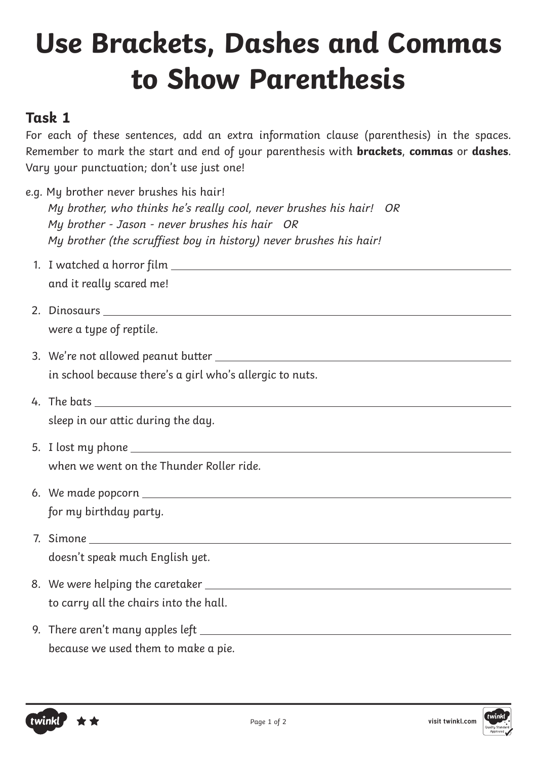# Use Brackets, Dashes and Commas to Show Parenthesis

## Task 1

For each of these sentences, add an extra information clause (parenthesis) in the spaces. Remember to mark the start and end of your parenthesis with **brackets**, **commas** or **dashes**. Vary your punctuation; don't use just one!

e.g. My brother never brushes his hair!

*My brother, who thinks he's really cool, never brushes his hair! OR*
*My brother - Jason - never brushes his hair OR*
*My brother (the scruffiest boy in history) never brushes his hair!*

1. I watched a horror film ______________________________
   and it really scared me!
2. Dinosaurs ______________________________
   were a type of reptile.
3. We're not allowed peanut butter ______________________________
   in school because there's a girl who's allergic to nuts.
4. The bats ______________________________
   sleep in our attic during the day.
5. I lost my phone ______________________________
   when we went on the Thunder Roller ride.
6. We made popcorn ______________________________
   for my birthday party.
7. Simone ______________________________
   doesn't speak much English yet.
8. We were helping the caretaker ______________________________
   to carry all the chairs into the hall.
9. There aren't many apples left ______________________________
   because we used them to make a pie.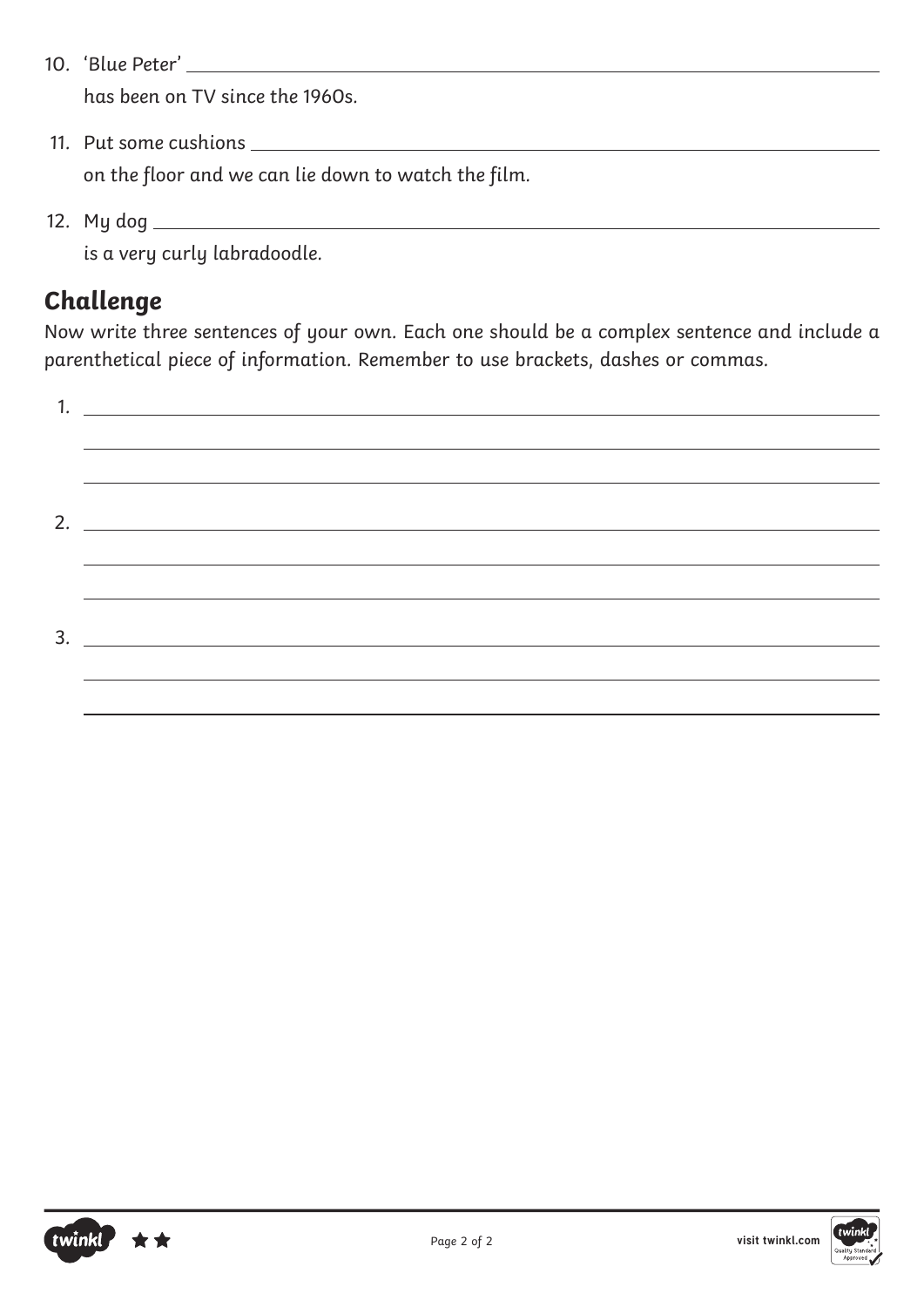10. 'Blue Peter' \_\_\_\_\_\_\_\_\_\_\_\_\_\_\_\_\_\_\_\_\_\_\_\_\_\_\_\_\_\_\_\_\_\_\_\_\_\_\_\_
    has been on TV since the 1960s.

11. Put some cushions \_\_\_\_\_\_\_\_\_\_\_\_\_\_\_\_\_\_\_\_\_\_\_\_\_\_\_\_\_\_\_\_\_\_\_\_\_\_\_\_
    on the floor and we can lie down to watch the film.

12. My dog \_\_\_\_\_\_\_\_\_\_\_\_\_\_\_\_\_\_\_\_\_\_\_\_\_\_\_\_\_\_\_\_\_\_\_\_\_\_\_\_
    is a very curly labradoodle.

## Challenge

Now write three sentences of your own. Each one should be a complex sentence and include a parenthetical piece of information. Remember to use brackets, dashes or commas.

1. \_\_\_\_\_\_\_\_\_\_\_\_\_\_\_\_\_\_\_\_\_\_\_\_\_\_\_\_\_\_\_\_\_\_\_\_\_\_\_\_

2. \_\_\_\_\_\_\_\_\_\_\_\_\_\_\_\_\_\_\_\_\_\_\_\_\_\_\_\_\_\_\_\_\_\_\_\_\_\_\_\_

3. \_\_\_\_\_\_\_\_\_\_\_\_\_\_\_\_\_\_\_\_\_\_\_\_\_\_\_\_\_\_\_\_\_\_\_\_\_\_\_\_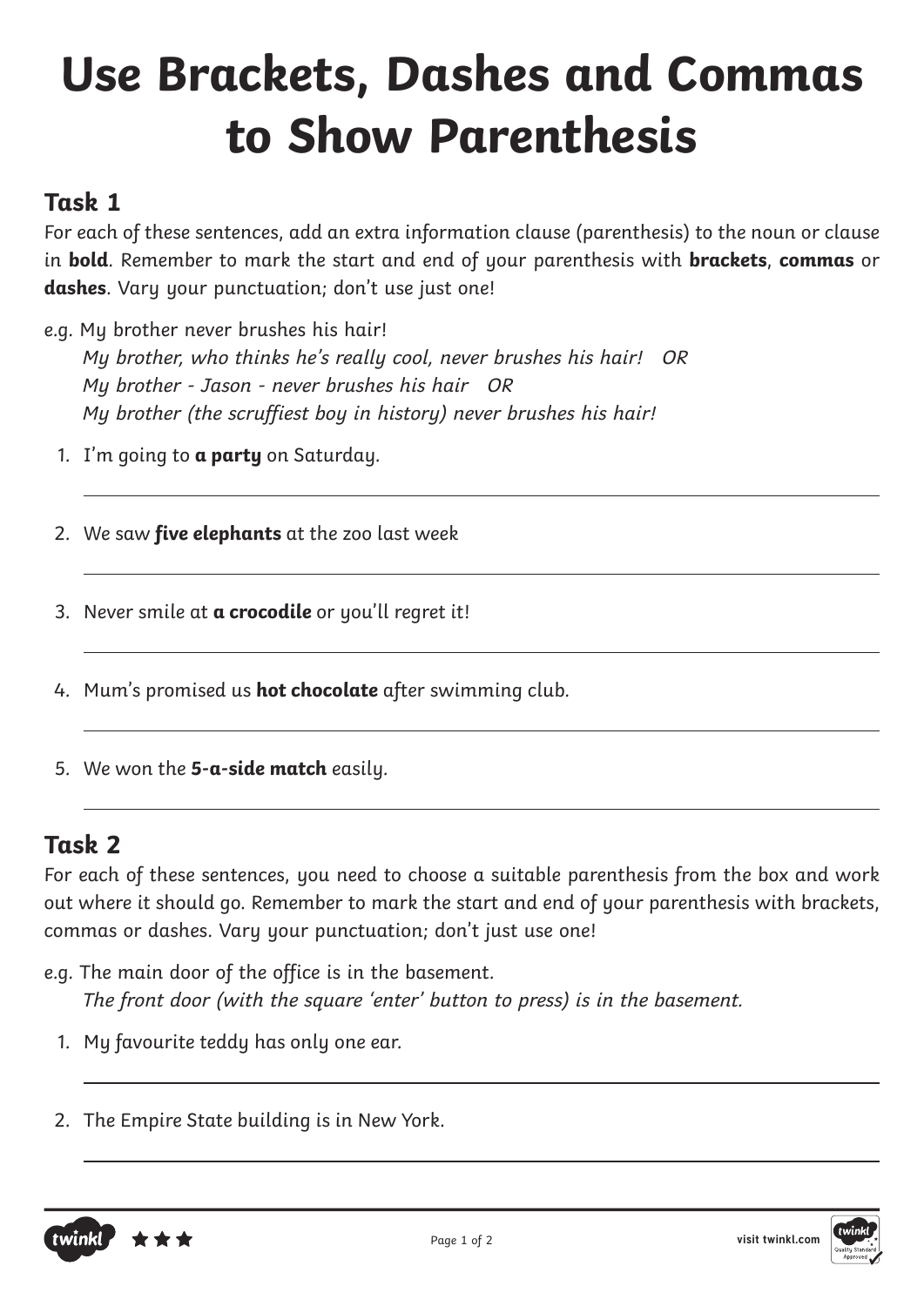# Use Brackets, Dashes and Commas to Show Parenthesis

## Task 1

For each of these sentences, add an extra information clause (parenthesis) to the noun or clause in **bold**. Remember to mark the start and end of your parenthesis with **brackets**, **commas** or **dashes**. Vary your punctuation; don't use just one!

e.g. My brother never brushes his hair!

*My brother, who thinks he's really cool, never brushes his hair!   OR*
*My brother - Jason - never brushes his hair   OR*
*My brother (the scruffiest boy in history) never brushes his hair!*

1. I'm going to **a party** on Saturday.

2. We saw ***five elephants*** at the zoo last week

3. Never smile at **a crocodile** or you'll regret it!

4. Mum's promised us **hot chocolate** after swimming club.

5. We won the **5-a-side match** easily.

## Task 2

For each of these sentences, you need to choose a suitable parenthesis from the box and work out where it should go. Remember to mark the start and end of your parenthesis with brackets, commas or dashes. Vary your punctuation; don't just use one!

e.g. The main door of the office is in the basement.

*The front door (with the square 'enter' button to press) is in the basement.*

1. My favourite teddy has only one ear.

2. The Empire State building is in New York.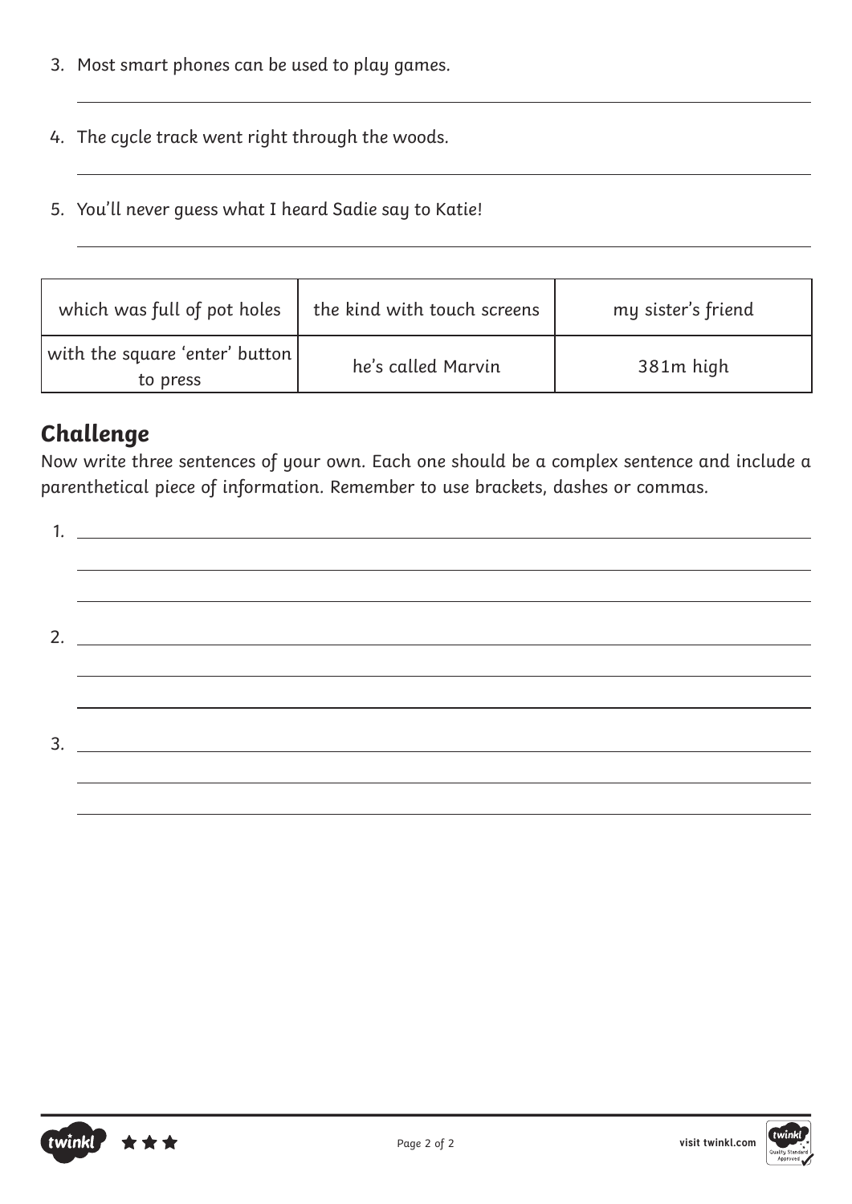3. Most smart phones can be used to play games.

4. The cycle track went right through the woods.

5. You'll never guess what I heard Sadie say to Katie!

| | | |
|---|---|---|
| which was full of pot holes | the kind with touch screens | my sister's friend |
| with the square 'enter' button to press | he's called Marvin | 381m high |

## Challenge

Now write three sentences of your own. Each one should be a complex sentence and include a parenthetical piece of information. Remember to use brackets, dashes or commas.

1.

2.

3.